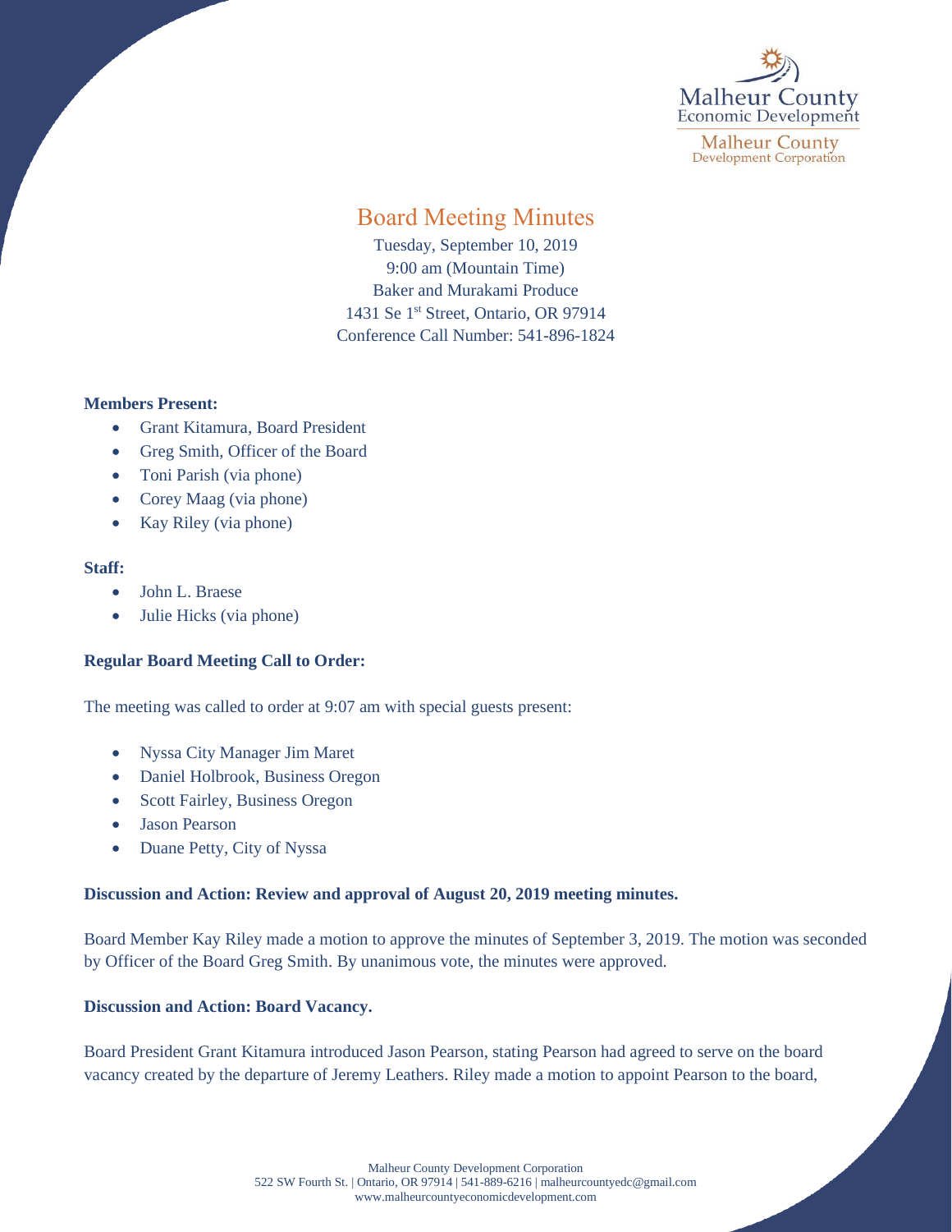Malheur County
Economic Development

Malheur County
Development Corporation

# Board Meeting Minutes

Tuesday, September 10, 2019
9:00 am (Mountain Time)
Baker and Murakami Produce
1431 Se 1st Street, Ontario, OR 97914
Conference Call Number: 541-896-1824

**Members Present:**

- Grant Kitamura, Board President
- Greg Smith, Officer of the Board
- Toni Parish (via phone)
- Corey Maag (via phone)
- Kay Riley (via phone)

**Staff:**

- John L. Braese
- Julie Hicks (via phone)

**Regular Board Meeting Call to Order:**

The meeting was called to order at 9:07 am with special guests present:

- Nyssa City Manager Jim Maret
- Daniel Holbrook, Business Oregon
- Scott Fairley, Business Oregon
- Jason Pearson
- Duane Petty, City of Nyssa

**Discussion and Action: Review and approval of August 20, 2019 meeting minutes.**

Board Member Kay Riley made a motion to approve the minutes of September 3, 2019. The motion was seconded by Officer of the Board Greg Smith. By unanimous vote, the minutes were approved.

**Discussion and Action: Board Vacancy.**

Board President Grant Kitamura introduced Jason Pearson, stating Pearson had agreed to serve on the board vacancy created by the departure of Jeremy Leathers. Riley made a motion to appoint Pearson to the board,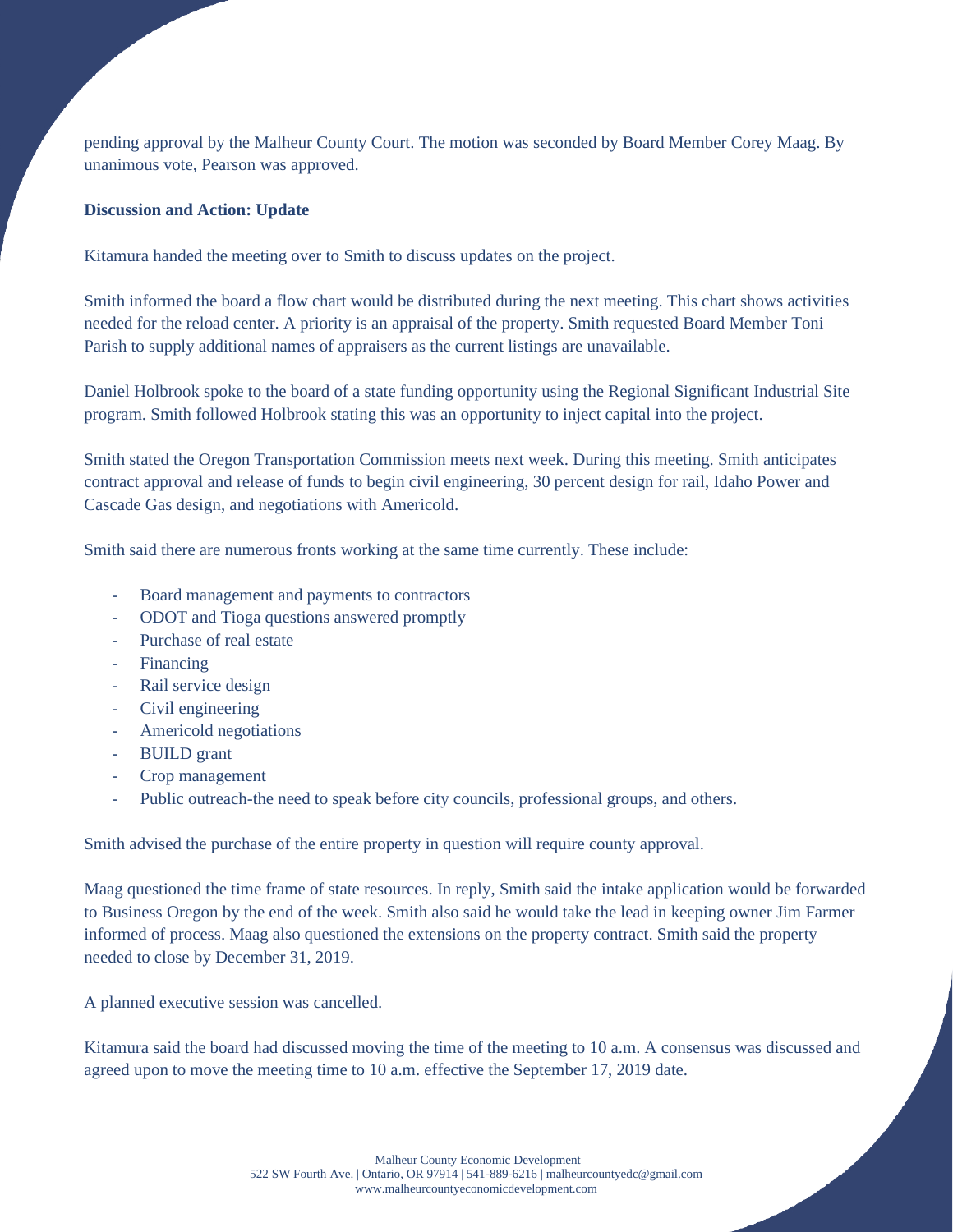pending approval by the Malheur County Court. The motion was seconded by Board Member Corey Maag. By unanimous vote, Pearson was approved.

**Discussion and Action: Update**

Kitamura handed the meeting over to Smith to discuss updates on the project.

Smith informed the board a flow chart would be distributed during the next meeting. This chart shows activities needed for the reload center. A priority is an appraisal of the property. Smith requested Board Member Toni Parish to supply additional names of appraisers as the current listings are unavailable.

Daniel Holbrook spoke to the board of a state funding opportunity using the Regional Significant Industrial Site program. Smith followed Holbrook stating this was an opportunity to inject capital into the project.

Smith stated the Oregon Transportation Commission meets next week. During this meeting. Smith anticipates contract approval and release of funds to begin civil engineering, 30 percent design for rail, Idaho Power and Cascade Gas design, and negotiations with Americold.

Smith said there are numerous fronts working at the same time currently. These include:

- Board management and payments to contractors
- ODOT and Tioga questions answered promptly
- Purchase of real estate
- Financing
- Rail service design
- Civil engineering
- Americold negotiations
- BUILD grant
- Crop management
- Public outreach-the need to speak before city councils, professional groups, and others.

Smith advised the purchase of the entire property in question will require county approval.

Maag questioned the time frame of state resources. In reply, Smith said the intake application would be forwarded to Business Oregon by the end of the week. Smith also said he would take the lead in keeping owner Jim Farmer informed of process. Maag also questioned the extensions on the property contract. Smith said the property needed to close by December 31, 2019.

A planned executive session was cancelled.

Kitamura said the board had discussed moving the time of the meeting to 10 a.m. A consensus was discussed and agreed upon to move the meeting time to 10 a.m. effective the September 17, 2019 date.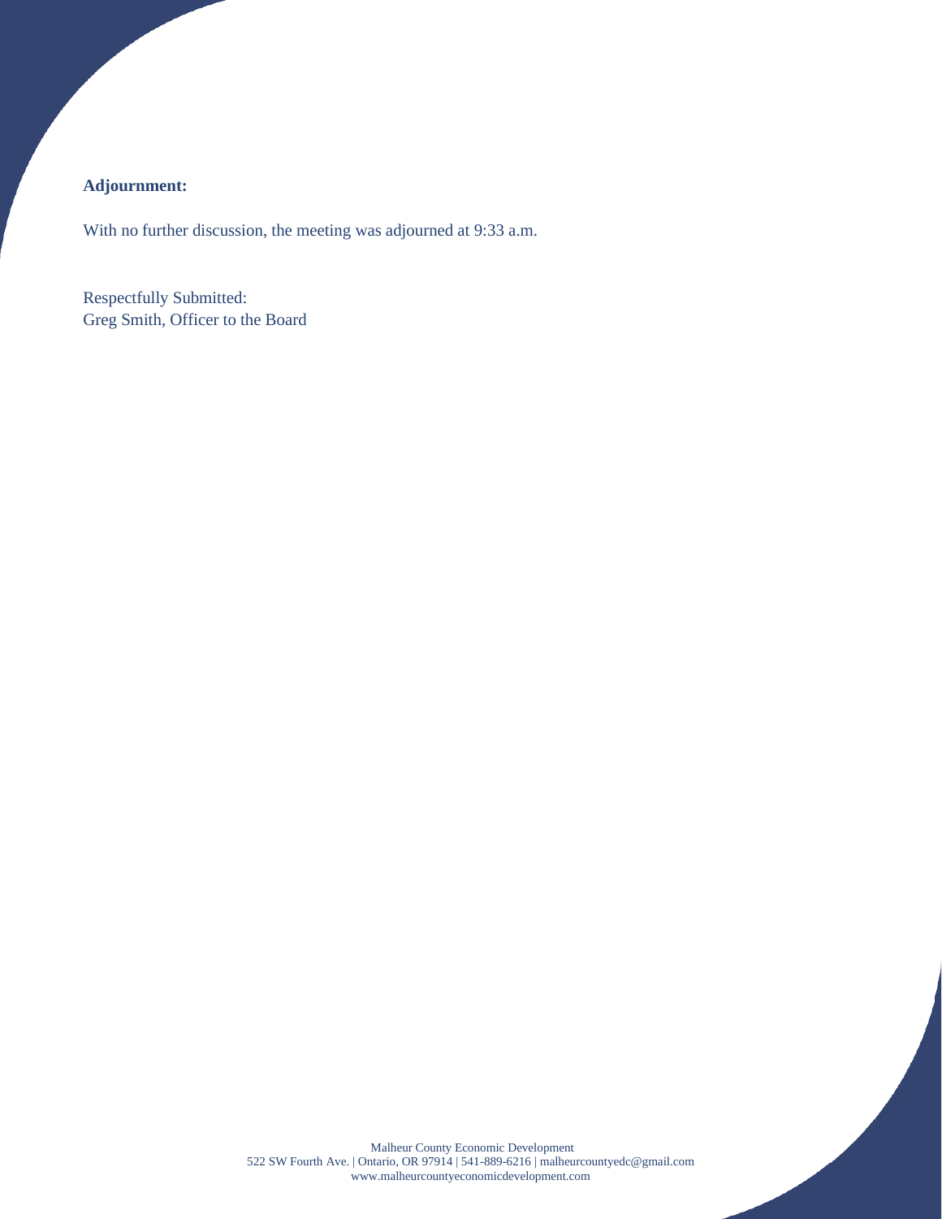**Adjournment:**

With no further discussion, the meeting was adjourned at 9:33 a.m.

Respectfully Submitted:
Greg Smith, Officer to the Board